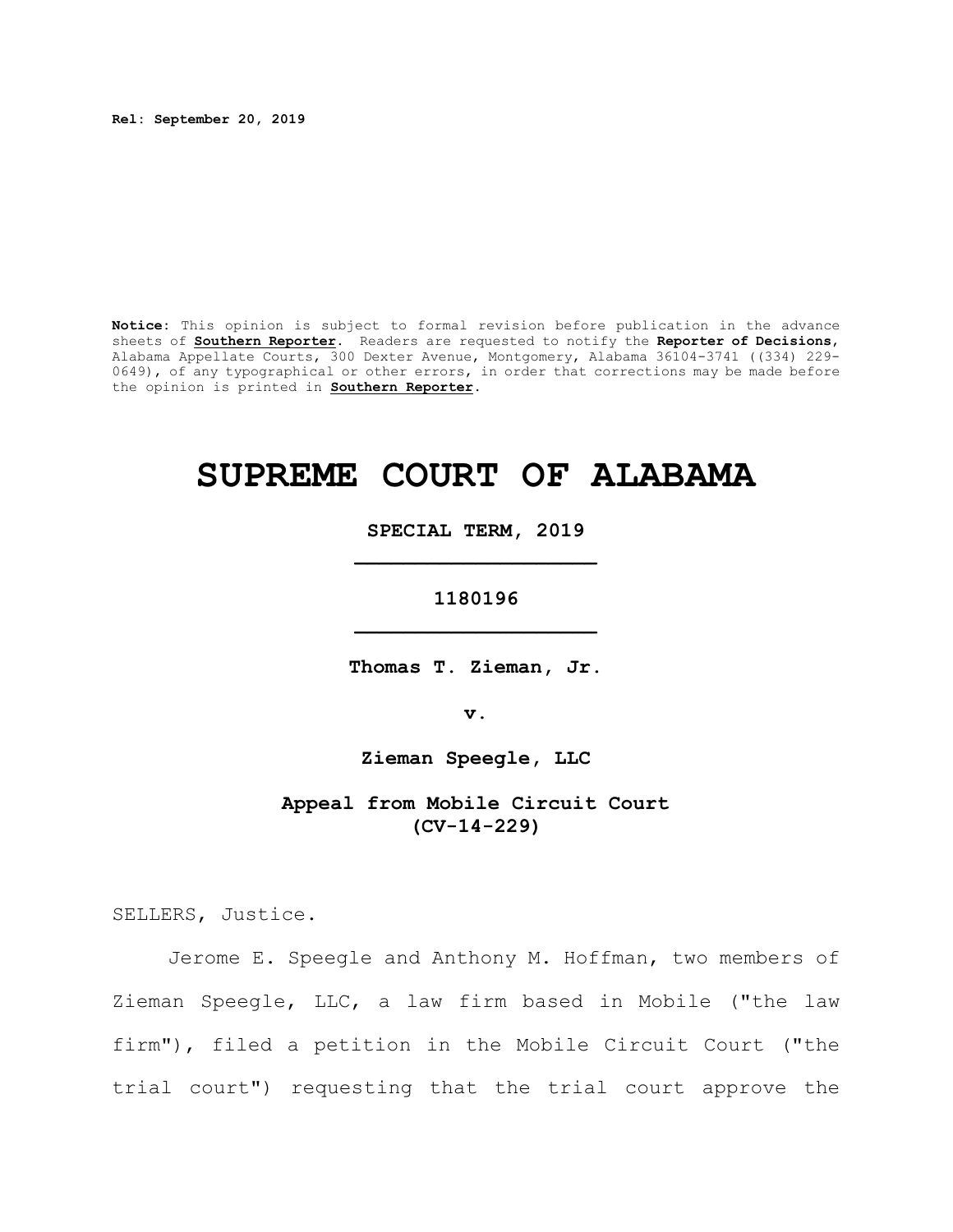**Rel: September 20, 2019**

**Notice:** This opinion is subject to formal revision before publication in the advance sheets of **Southern Reporter**. Readers are requested to notify the **Reporter of Decisions**, Alabama Appellate Courts, 300 Dexter Avenue, Montgomery, Alabama 36104-3741 ((334) 229-0649), of any typographical or other errors, in order that corrections may be made before the opinion is printed in **Southern Reporter**.

# SUPREME COURT OF ALABAMA

**SPECIAL TERM, 2019**

**1180196**

**Thomas T. Zieman, Jr.**

**v.**

**Zieman Speegle, LLC**

**Appeal from Mobile Circuit Court (CV-14-229)**

SELLERS, Justice.

Jerome E. Speegle and Anthony M. Hoffman, two members of Zieman Speegle, LLC, a law firm based in Mobile ("the law firm"), filed a petition in the Mobile Circuit Court ("the trial court") requesting that the trial court approve the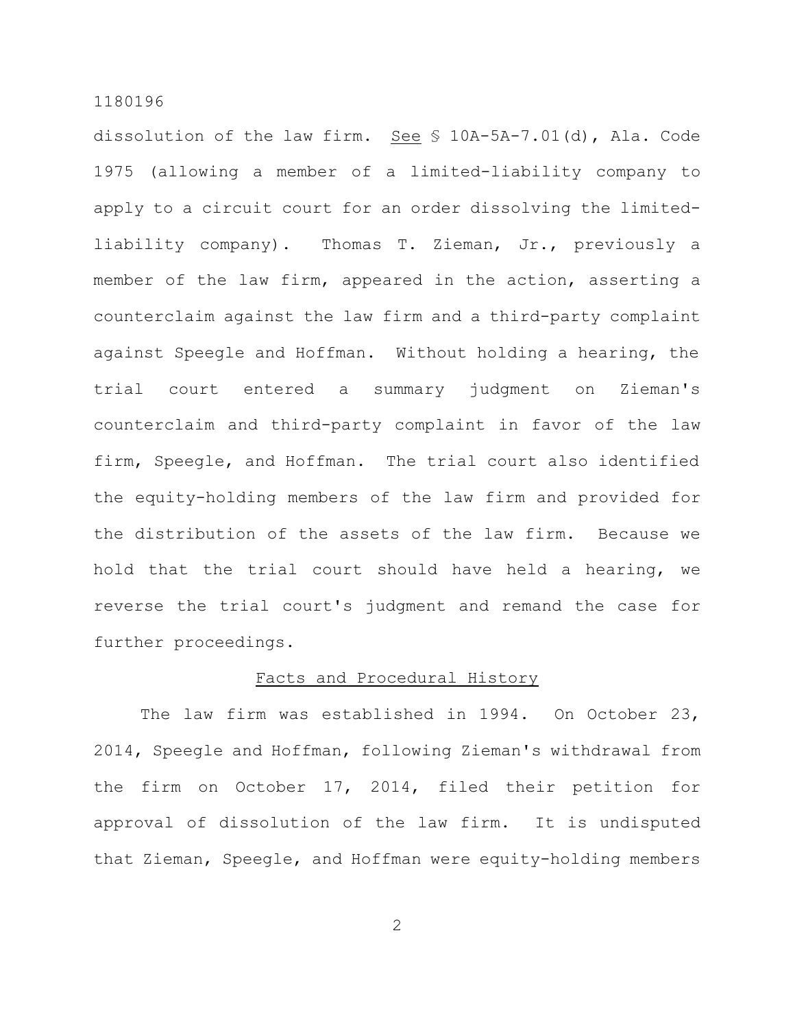dissolution of the law firm. See § 10A-5A-7.01(d), Ala. Code 1975 (allowing a member of a limited-liability company to apply to a circuit court for an order dissolving the limited-liability company). Thomas T. Zieman, Jr., previously a member of the law firm, appeared in the action, asserting a counterclaim against the law firm and a third-party complaint against Speegle and Hoffman. Without holding a hearing, the trial court entered a summary judgment on Zieman's counterclaim and third-party complaint in favor of the law firm, Speegle, and Hoffman. The trial court also identified the equity-holding members of the law firm and provided for the distribution of the assets of the law firm. Because we hold that the trial court should have held a hearing, we reverse the trial court's judgment and remand the case for further proceedings.

## Facts and Procedural History

The law firm was established in 1994. On October 23, 2014, Speegle and Hoffman, following Zieman's withdrawal from the firm on October 17, 2014, filed their petition for approval of dissolution of the law firm. It is undisputed that Zieman, Speegle, and Hoffman were equity-holding members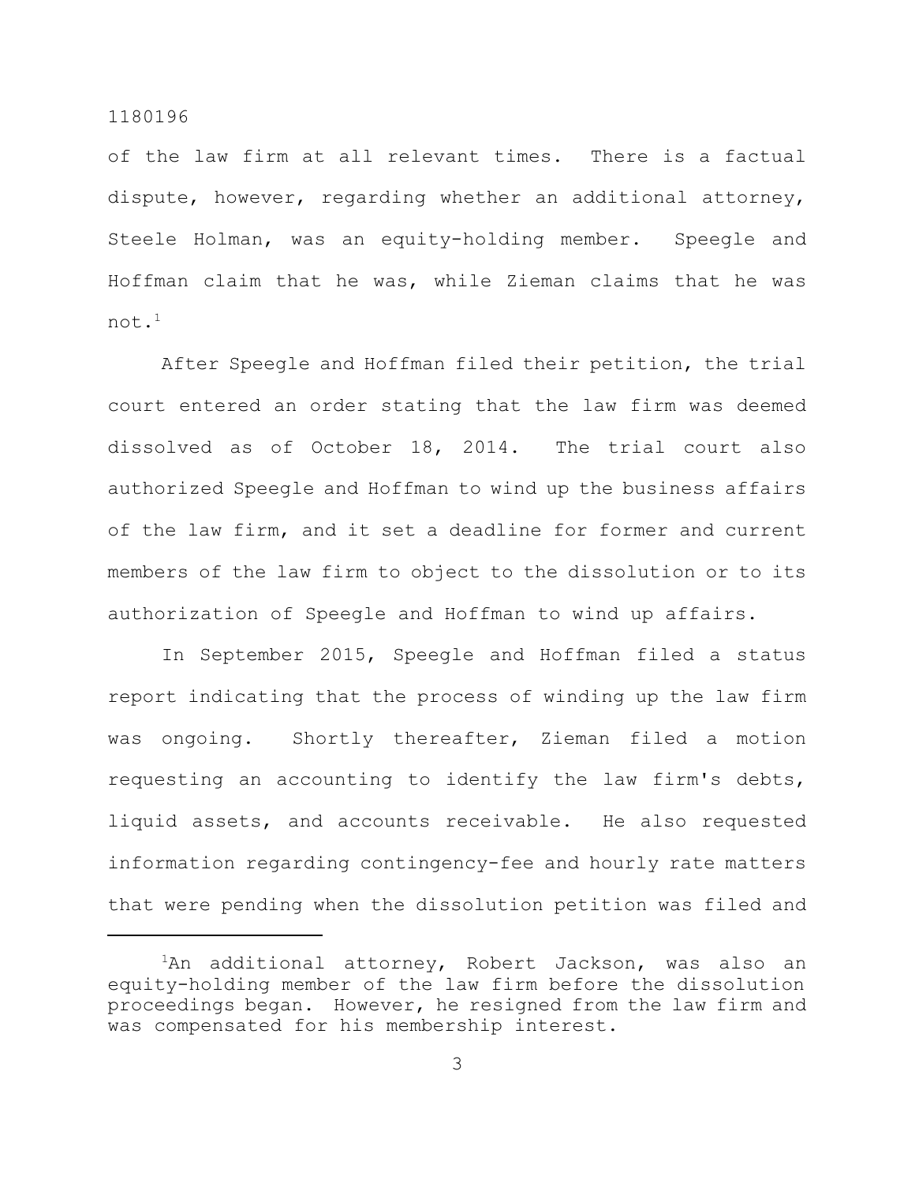of the law firm at all relevant times. There is a factual dispute, however, regarding whether an additional attorney, Steele Holman, was an equity-holding member. Speegle and Hoffman claim that he was, while Zieman claims that he was not.[1]

After Speegle and Hoffman filed their petition, the trial court entered an order stating that the law firm was deemed dissolved as of October 18, 2014. The trial court also authorized Speegle and Hoffman to wind up the business affairs of the law firm, and it set a deadline for former and current members of the law firm to object to the dissolution or to its authorization of Speegle and Hoffman to wind up affairs.

In September 2015, Speegle and Hoffman filed a status report indicating that the process of winding up the law firm was ongoing. Shortly thereafter, Zieman filed a motion requesting an accounting to identify the law firm's debts, liquid assets, and accounts receivable. He also requested information regarding contingency-fee and hourly rate matters that were pending when the dissolution petition was filed and

---

[1]An additional attorney, Robert Jackson, was also an equity-holding member of the law firm before the dissolution proceedings began. However, he resigned from the law firm and was compensated for his membership interest.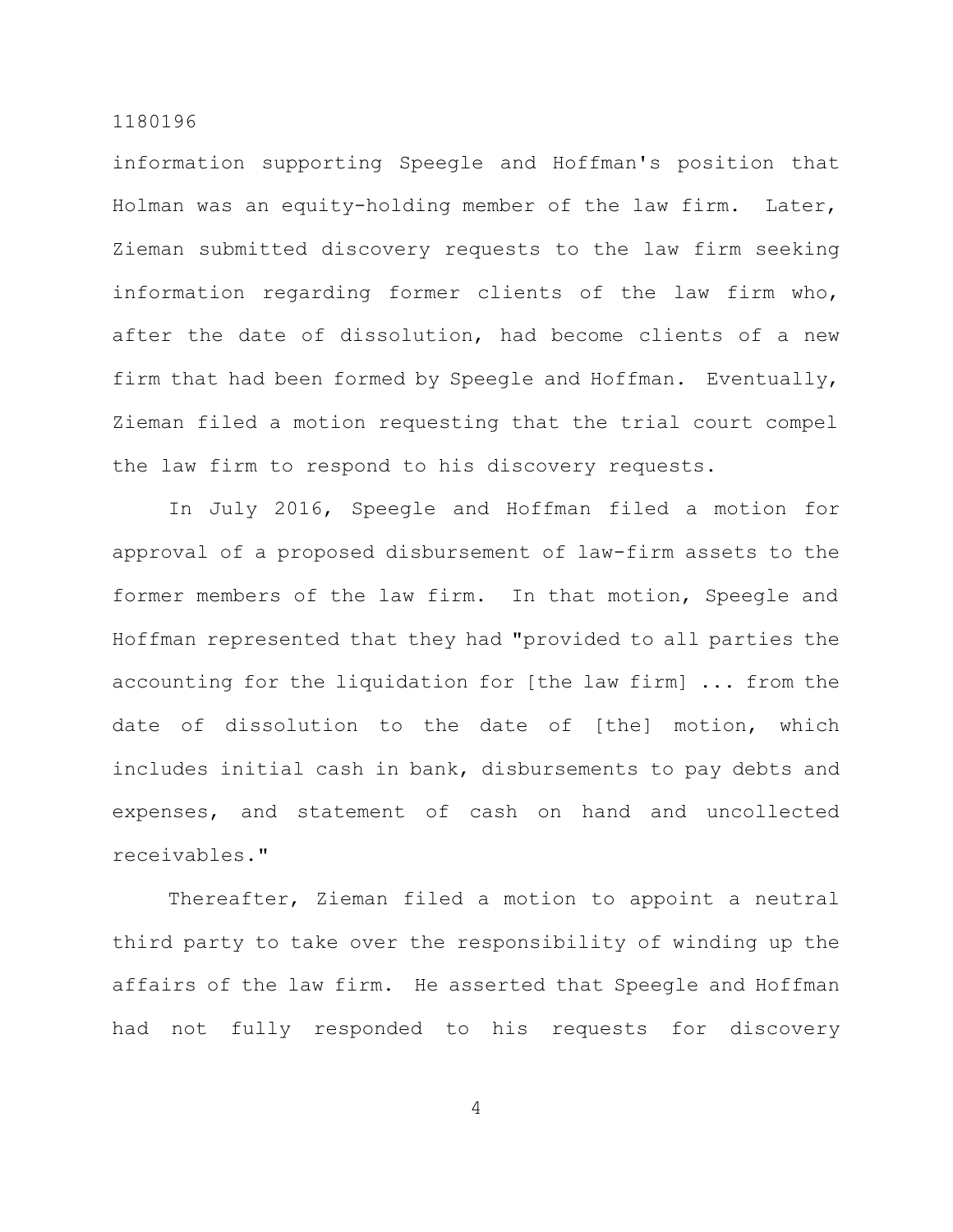information supporting Speegle and Hoffman's position that Holman was an equity-holding member of the law firm. Later, Zieman submitted discovery requests to the law firm seeking information regarding former clients of the law firm who, after the date of dissolution, had become clients of a new firm that had been formed by Speegle and Hoffman. Eventually, Zieman filed a motion requesting that the trial court compel the law firm to respond to his discovery requests.

In July 2016, Speegle and Hoffman filed a motion for approval of a proposed disbursement of law-firm assets to the former members of the law firm. In that motion, Speegle and Hoffman represented that they had "provided to all parties the accounting for the liquidation for [the law firm] ... from the date of dissolution to the date of [the] motion, which includes initial cash in bank, disbursements to pay debts and expenses, and statement of cash on hand and uncollected receivables."

Thereafter, Zieman filed a motion to appoint a neutral third party to take over the responsibility of winding up the affairs of the law firm. He asserted that Speegle and Hoffman had not fully responded to his requests for discovery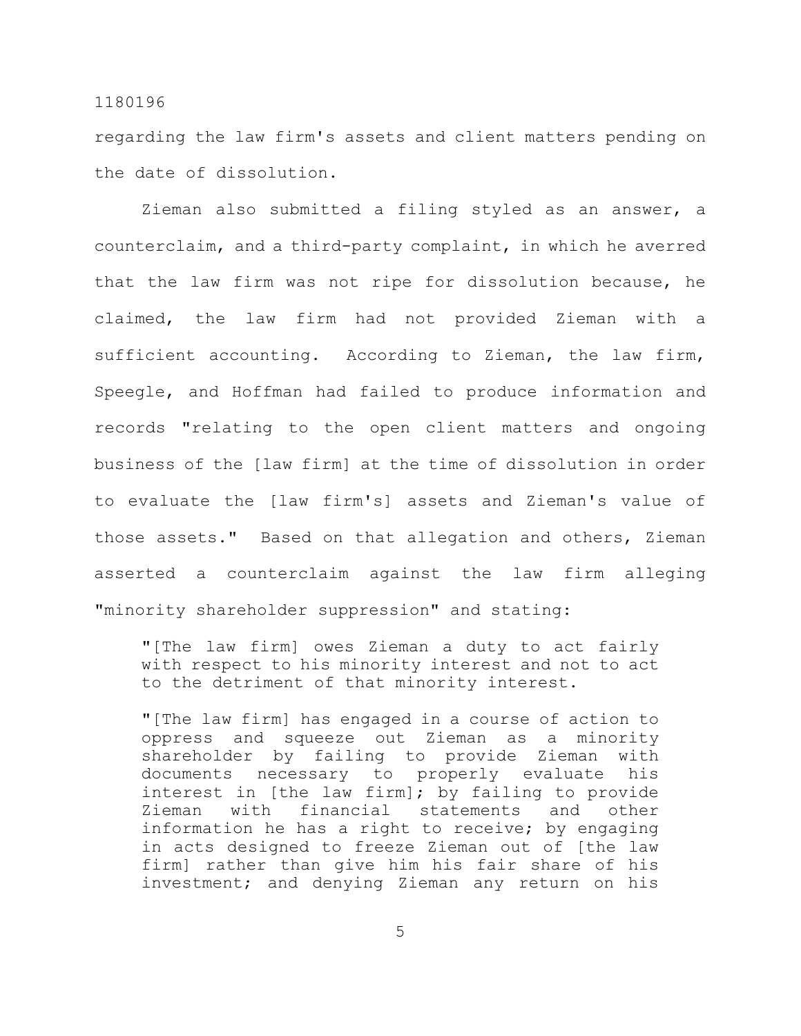regarding the law firm's assets and client matters pending on the date of dissolution.

Zieman also submitted a filing styled as an answer, a counterclaim, and a third-party complaint, in which he averred that the law firm was not ripe for dissolution because, he claimed, the law firm had not provided Zieman with a sufficient accounting. According to Zieman, the law firm, Speegle, and Hoffman had failed to produce information and records "relating to the open client matters and ongoing business of the [law firm] at the time of dissolution in order to evaluate the [law firm's] assets and Zieman's value of those assets." Based on that allegation and others, Zieman asserted a counterclaim against the law firm alleging "minority shareholder suppression" and stating:

> "[The law firm] owes Zieman a duty to act fairly with respect to his minority interest and not to act to the detriment of that minority interest.
>
> "[The law firm] has engaged in a course of action to oppress and squeeze out Zieman as a minority shareholder by failing to provide Zieman with documents necessary to properly evaluate his interest in [the law firm]; by failing to provide Zieman with financial statements and other information he has a right to receive; by engaging in acts designed to freeze Zieman out of [the law firm] rather than give him his fair share of his investment; and denying Zieman any return on his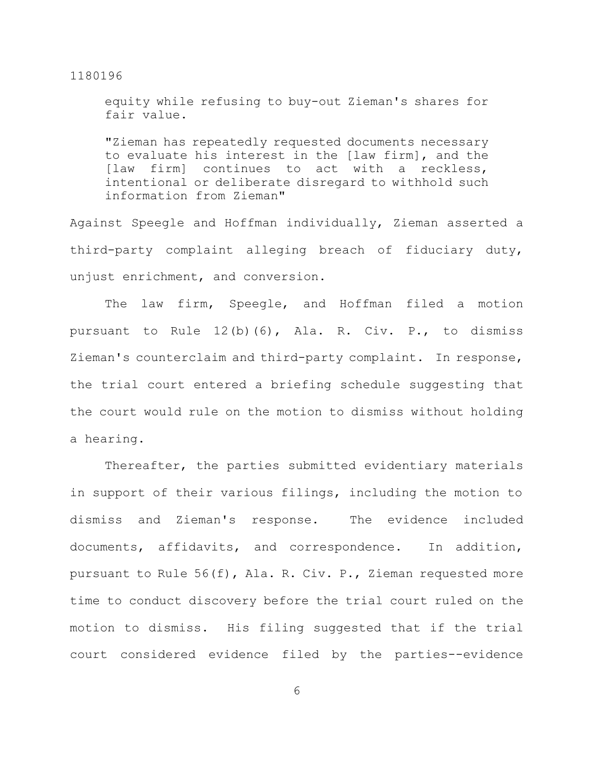> equity while refusing to buy-out Zieman's shares for fair value.
>
> "Zieman has repeatedly requested documents necessary to evaluate his interest in the [law firm], and the [law firm] continues to act with a reckless, intentional or deliberate disregard to withhold such information from Zieman"

Against Speegle and Hoffman individually, Zieman asserted a third-party complaint alleging breach of fiduciary duty, unjust enrichment, and conversion.

The law firm, Speegle, and Hoffman filed a motion pursuant to Rule 12(b)(6), Ala. R. Civ. P., to dismiss Zieman's counterclaim and third-party complaint. In response, the trial court entered a briefing schedule suggesting that the court would rule on the motion to dismiss without holding a hearing.

Thereafter, the parties submitted evidentiary materials in support of their various filings, including the motion to dismiss and Zieman's response. The evidence included documents, affidavits, and correspondence. In addition, pursuant to Rule 56(f), Ala. R. Civ. P., Zieman requested more time to conduct discovery before the trial court ruled on the motion to dismiss. His filing suggested that if the trial court considered evidence filed by the parties--evidence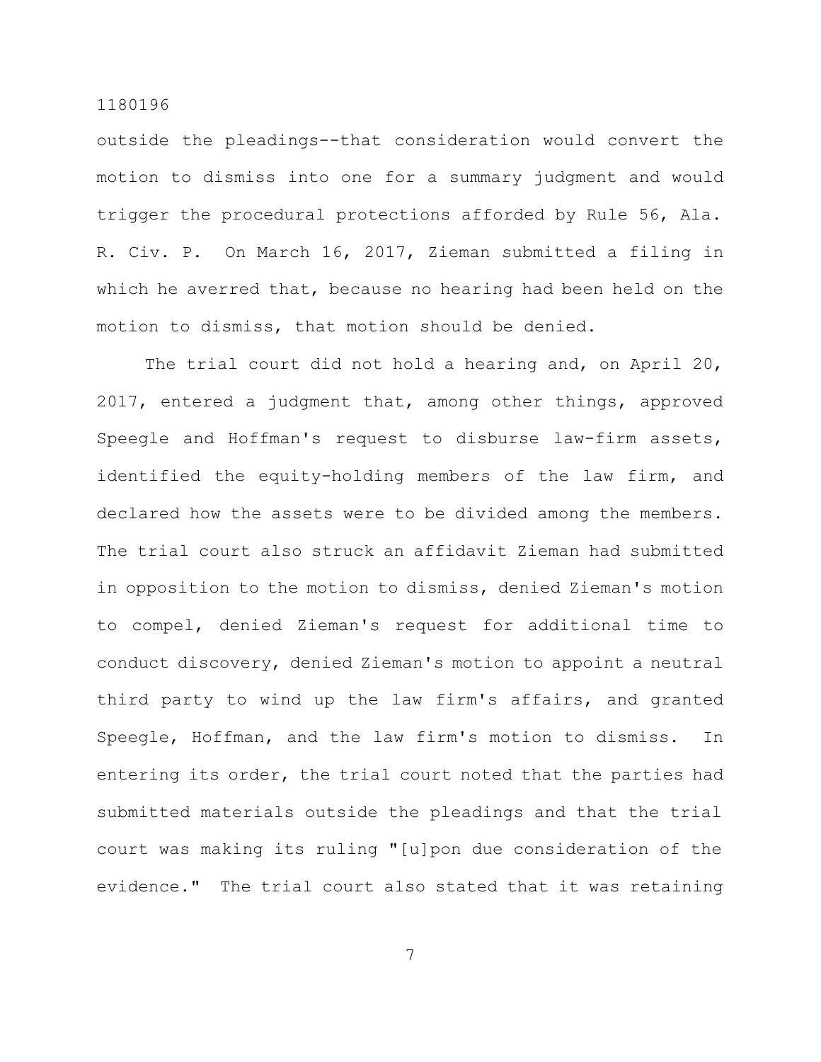outside the pleadings--that consideration would convert the motion to dismiss into one for a summary judgment and would trigger the procedural protections afforded by Rule 56, Ala. R. Civ. P. On March 16, 2017, Zieman submitted a filing in which he averred that, because no hearing had been held on the motion to dismiss, that motion should be denied.

The trial court did not hold a hearing and, on April 20, 2017, entered a judgment that, among other things, approved Speegle and Hoffman's request to disburse law-firm assets, identified the equity-holding members of the law firm, and declared how the assets were to be divided among the members. The trial court also struck an affidavit Zieman had submitted in opposition to the motion to dismiss, denied Zieman's motion to compel, denied Zieman's request for additional time to conduct discovery, denied Zieman's motion to appoint a neutral third party to wind up the law firm's affairs, and granted Speegle, Hoffman, and the law firm's motion to dismiss. In entering its order, the trial court noted that the parties had submitted materials outside the pleadings and that the trial court was making its ruling "[u]pon due consideration of the evidence." The trial court also stated that it was retaining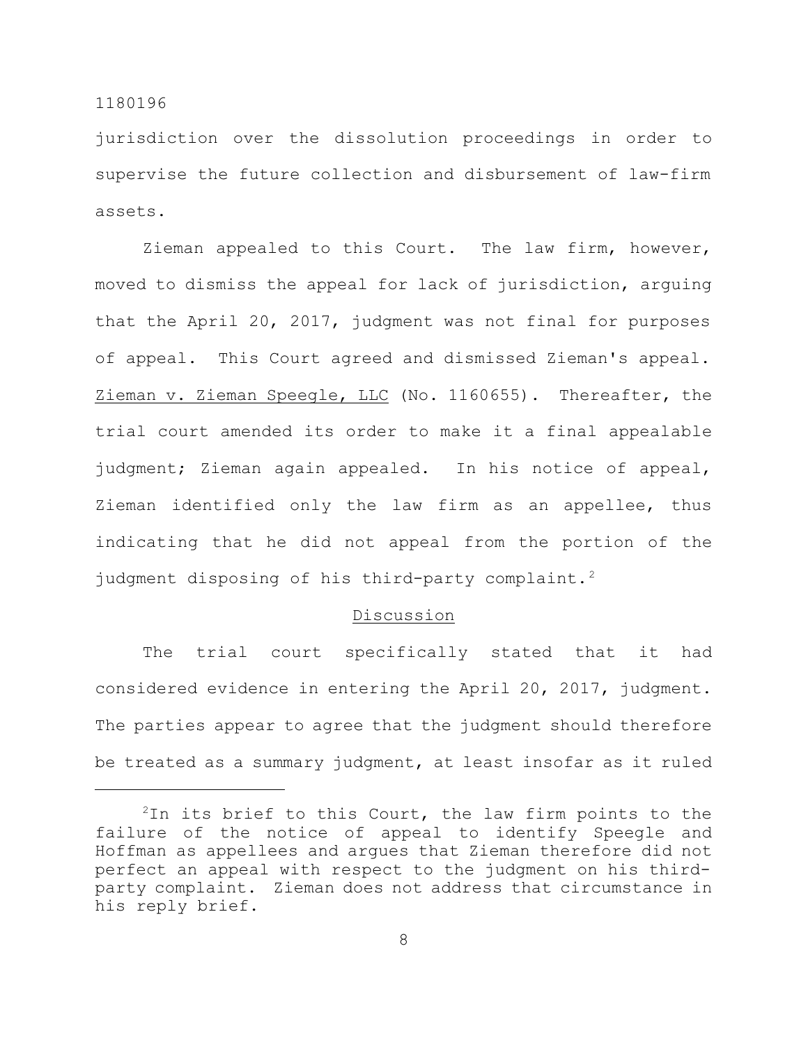jurisdiction over the dissolution proceedings in order to supervise the future collection and disbursement of law-firm assets.

Zieman appealed to this Court. The law firm, however, moved to dismiss the appeal for lack of jurisdiction, arguing that the April 20, 2017, judgment was not final for purposes of appeal. This Court agreed and dismissed Zieman's appeal. Zieman v. Zieman Speegle, LLC (No. 1160655). Thereafter, the trial court amended its order to make it a final appealable judgment; Zieman again appealed. In his notice of appeal, Zieman identified only the law firm as an appellee, thus indicating that he did not appeal from the portion of the judgment disposing of his third-party complaint.[2]

## Discussion

The trial court specifically stated that it had considered evidence in entering the April 20, 2017, judgment. The parties appear to agree that the judgment should therefore be treated as a summary judgment, at least insofar as it ruled

[2]In its brief to this Court, the law firm points to the failure of the notice of appeal to identify Speegle and Hoffman as appellees and argues that Zieman therefore did not perfect an appeal with respect to the judgment on his third-party complaint. Zieman does not address that circumstance in his reply brief.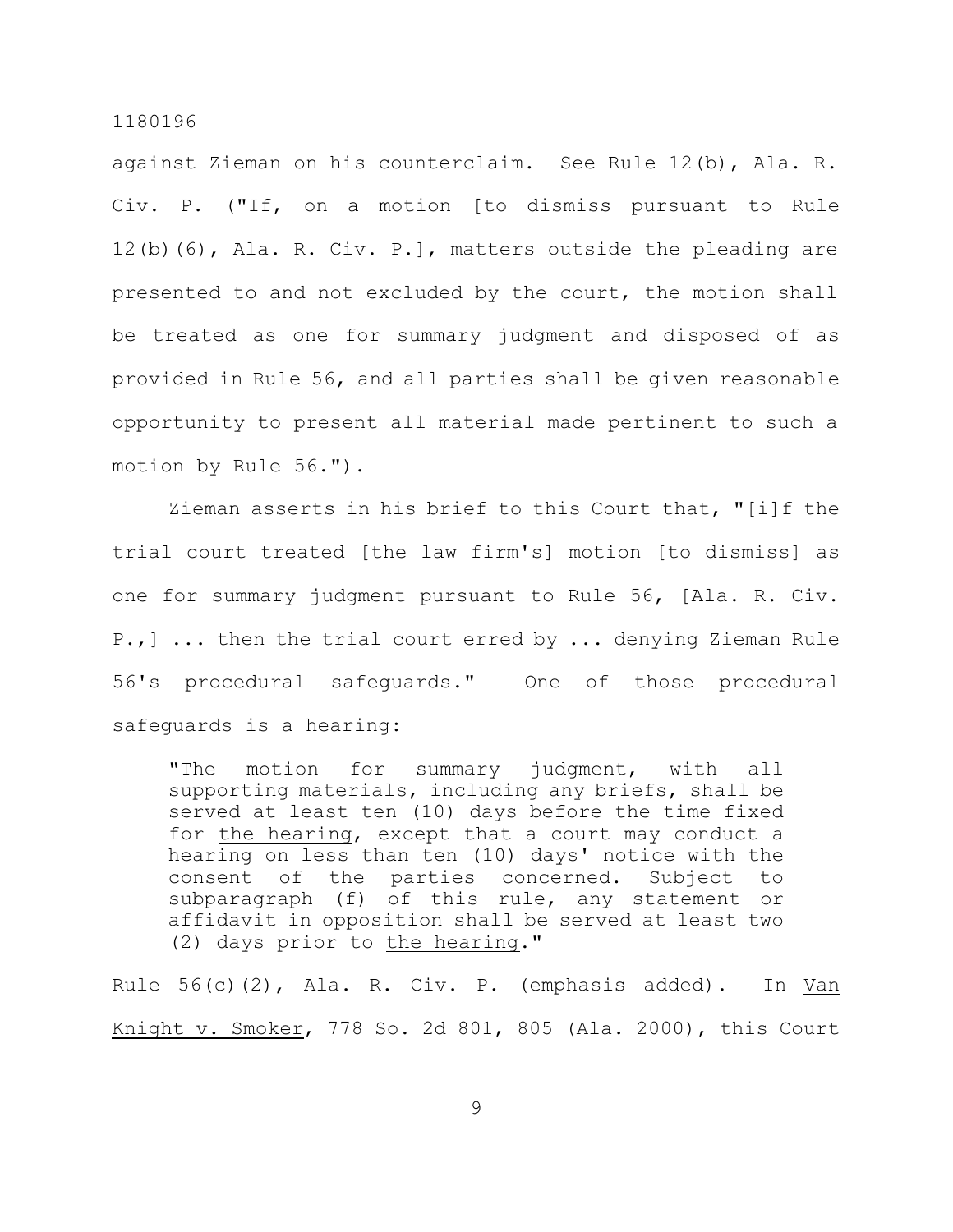against Zieman on his counterclaim. _See_ Rule 12(b), Ala. R. Civ. P. ("If, on a motion [to dismiss pursuant to Rule 12(b)(6), Ala. R. Civ. P.], matters outside the pleading are presented to and not excluded by the court, the motion shall be treated as one for summary judgment and disposed of as provided in Rule 56, and all parties shall be given reasonable opportunity to present all material made pertinent to such a motion by Rule 56.").

Zieman asserts in his brief to this Court that, "[i]f the trial court treated [the law firm's] motion [to dismiss] as one for summary judgment pursuant to Rule 56, [Ala. R. Civ. P.,] ... then the trial court erred by ... denying Zieman Rule 56's procedural safeguards." One of those procedural safeguards is a hearing:

> "The motion for summary judgment, with all supporting materials, including any briefs, shall be served at least ten (10) days before the time fixed for _the hearing_, except that a court may conduct a hearing on less than ten (10) days' notice with the consent of the parties concerned. Subject to subparagraph (f) of this rule, any statement or affidavit in opposition shall be served at least two (2) days prior to _the hearing_."

Rule 56(c)(2), Ala. R. Civ. P. (emphasis added). In _Van Knight v. Smoker_, 778 So. 2d 801, 805 (Ala. 2000), this Court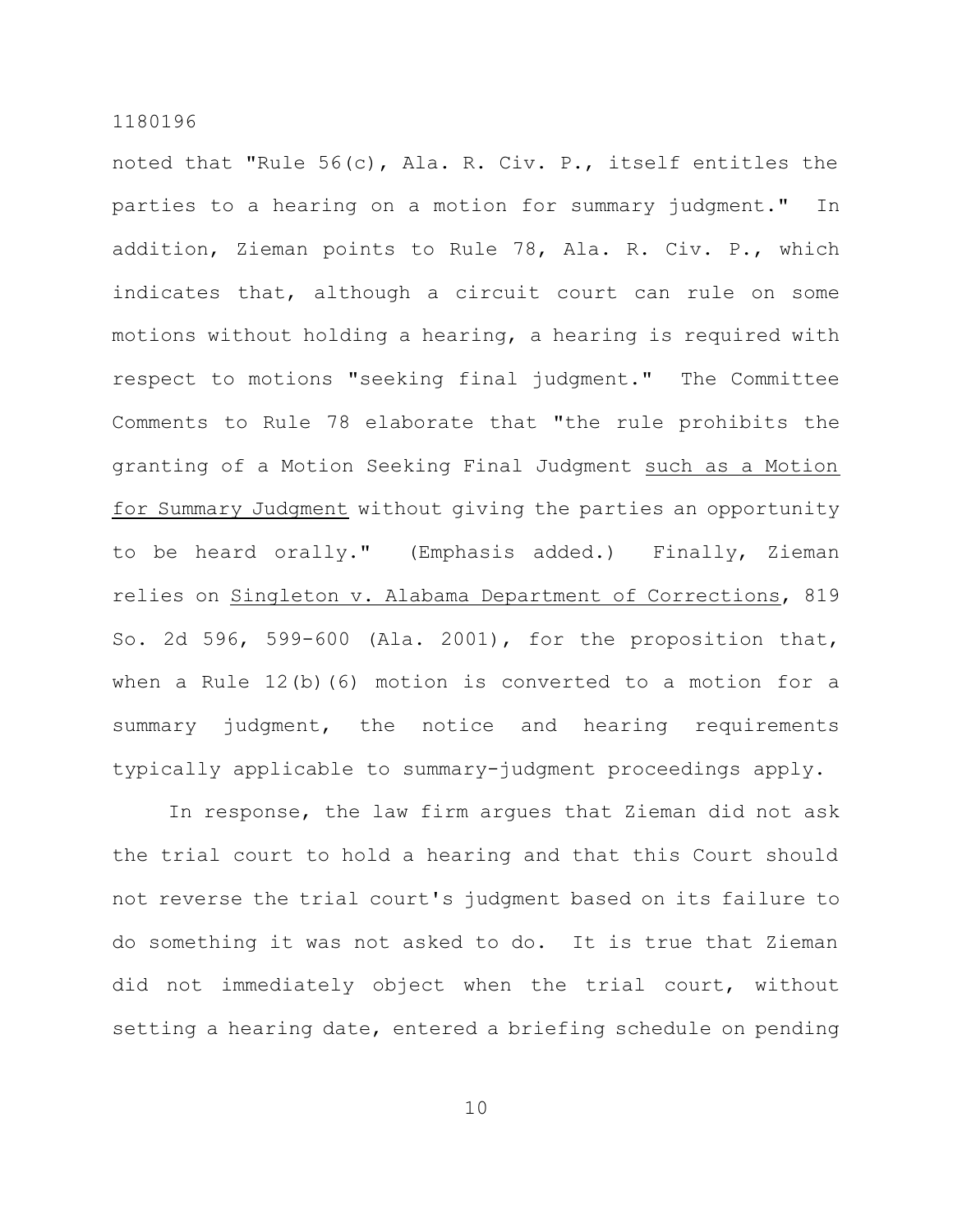noted that "Rule 56(c), Ala. R. Civ. P., itself entitles the parties to a hearing on a motion for summary judgment." In addition, Zieman points to Rule 78, Ala. R. Civ. P., which indicates that, although a circuit court can rule on some motions without holding a hearing, a hearing is required with respect to motions "seeking final judgment." The Committee Comments to Rule 78 elaborate that "the rule prohibits the granting of a Motion Seeking Final Judgment <u>such as a Motion for Summary Judgment</u> without giving the parties an opportunity to be heard orally." (Emphasis added.) Finally, Zieman relies on <u>Singleton v. Alabama Department of Corrections</u>, 819 So. 2d 596, 599-600 (Ala. 2001), for the proposition that, when a Rule 12(b)(6) motion is converted to a motion for a summary judgment, the notice and hearing requirements typically applicable to summary-judgment proceedings apply.

In response, the law firm argues that Zieman did not ask the trial court to hold a hearing and that this Court should not reverse the trial court's judgment based on its failure to do something it was not asked to do. It is true that Zieman did not immediately object when the trial court, without setting a hearing date, entered a briefing schedule on pending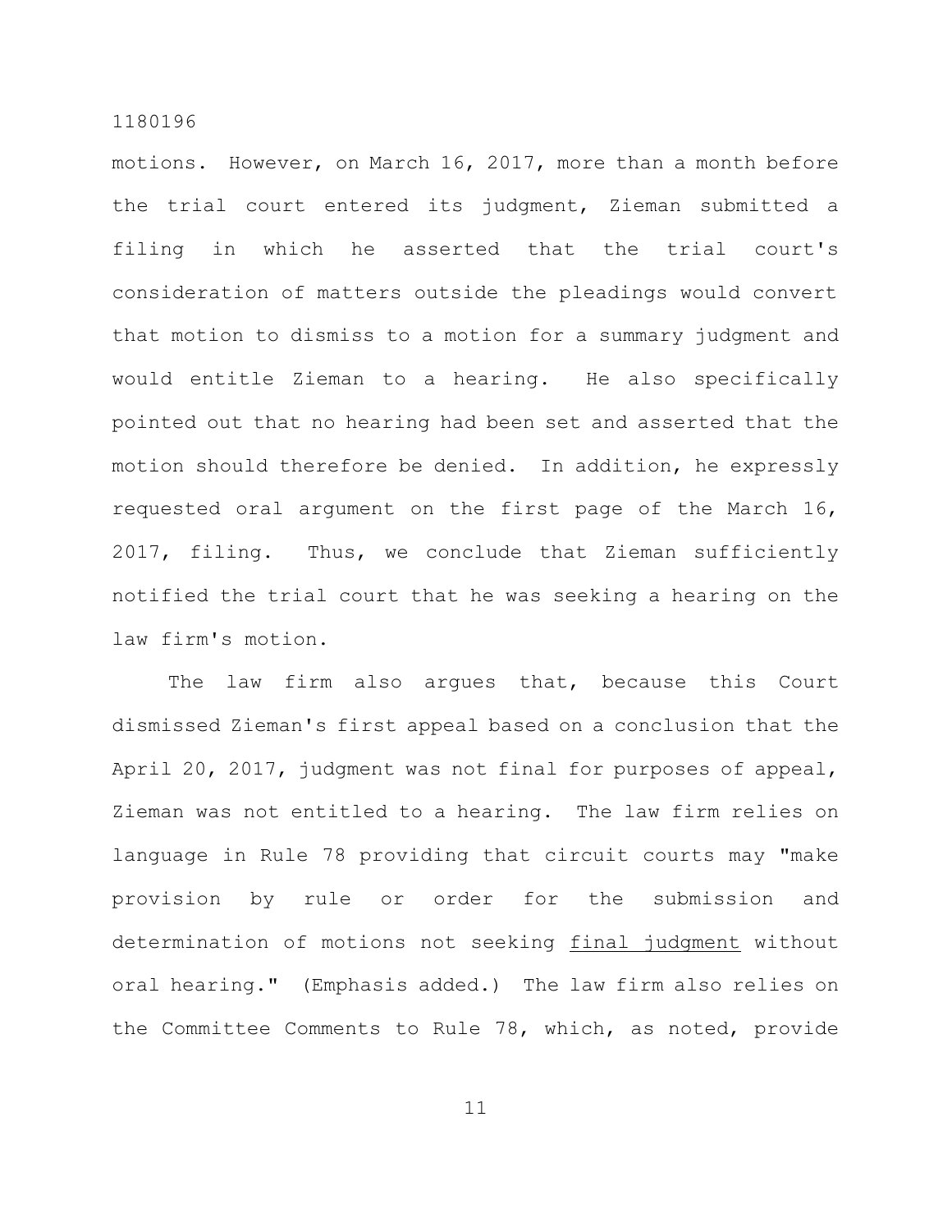motions. However, on March 16, 2017, more than a month before the trial court entered its judgment, Zieman submitted a filing in which he asserted that the trial court's consideration of matters outside the pleadings would convert that motion to dismiss to a motion for a summary judgment and would entitle Zieman to a hearing. He also specifically pointed out that no hearing had been set and asserted that the motion should therefore be denied. In addition, he expressly requested oral argument on the first page of the March 16, 2017, filing. Thus, we conclude that Zieman sufficiently notified the trial court that he was seeking a hearing on the law firm's motion.

The law firm also argues that, because this Court dismissed Zieman's first appeal based on a conclusion that the April 20, 2017, judgment was not final for purposes of appeal, Zieman was not entitled to a hearing. The law firm relies on language in Rule 78 providing that circuit courts may "make provision by rule or order for the submission and determination of motions not seeking <u>final judgment</u> without oral hearing." (Emphasis added.) The law firm also relies on the Committee Comments to Rule 78, which, as noted, provide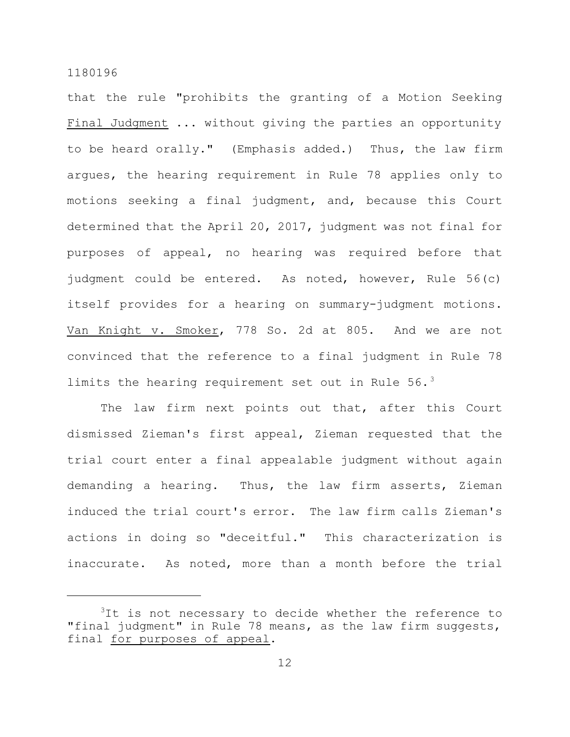that the rule "prohibits the granting of a Motion Seeking Final Judgment ... without giving the parties an opportunity to be heard orally." (Emphasis added.) Thus, the law firm argues, the hearing requirement in Rule 78 applies only to motions seeking a final judgment, and, because this Court determined that the April 20, 2017, judgment was not final for purposes of appeal, no hearing was required before that judgment could be entered. As noted, however, Rule 56(c) itself provides for a hearing on summary-judgment motions. Van Knight v. Smoker, 778 So. 2d at 805. And we are not convinced that the reference to a final judgment in Rule 78 limits the hearing requirement set out in Rule 56.[3]

The law firm next points out that, after this Court dismissed Zieman's first appeal, Zieman requested that the trial court enter a final appealable judgment without again demanding a hearing. Thus, the law firm asserts, Zieman induced the trial court's error. The law firm calls Zieman's actions in doing so "deceitful." This characterization is inaccurate. As noted, more than a month before the trial

---

[3]It is not necessary to decide whether the reference to "final judgment" in Rule 78 means, as the law firm suggests, final for purposes of appeal.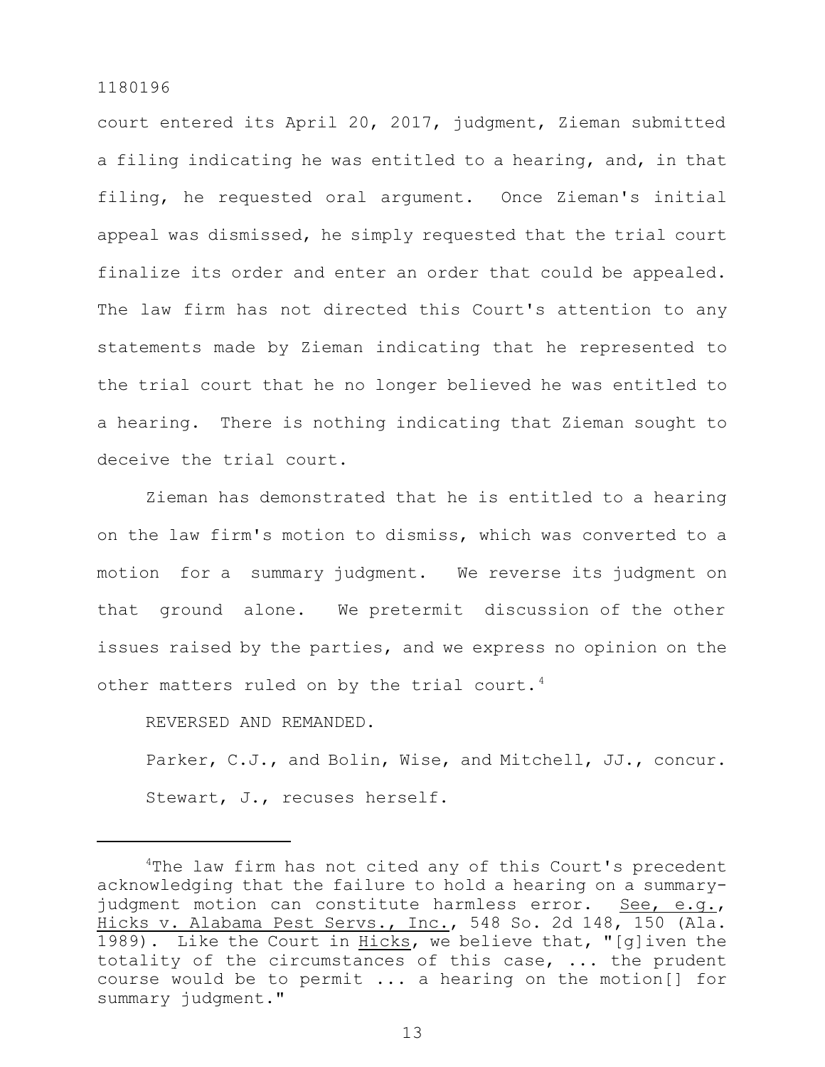court entered its April 20, 2017, judgment, Zieman submitted a filing indicating he was entitled to a hearing, and, in that filing, he requested oral argument. Once Zieman's initial appeal was dismissed, he simply requested that the trial court finalize its order and enter an order that could be appealed. The law firm has not directed this Court's attention to any statements made by Zieman indicating that he represented to the trial court that he no longer believed he was entitled to a hearing. There is nothing indicating that Zieman sought to deceive the trial court.

Zieman has demonstrated that he is entitled to a hearing on the law firm's motion to dismiss, which was converted to a motion for a summary judgment. We reverse its judgment on that ground alone. We pretermit discussion of the other issues raised by the parties, and we express no opinion on the other matters ruled on by the trial court.[4]

REVERSED AND REMANDED.

Parker, C.J., and Bolin, Wise, and Mitchell, JJ., concur.

Stewart, J., recuses herself.

---

[4]The law firm has not cited any of this Court's precedent acknowledging that the failure to hold a hearing on a summary-judgment motion can constitute harmless error. See, e.g., Hicks v. Alabama Pest Servs., Inc., 548 So. 2d 148, 150 (Ala. 1989). Like the Court in Hicks, we believe that, "[g]iven the totality of the circumstances of this case, ... the prudent course would be to permit ... a hearing on the motion[] for summary judgment."